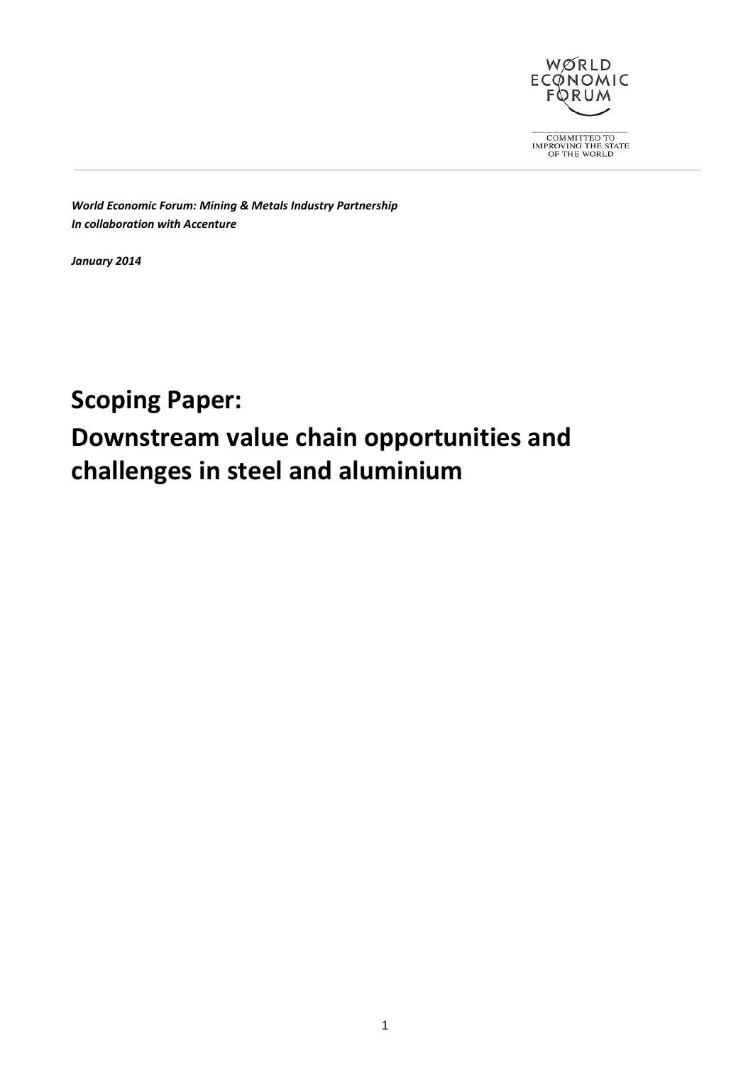WORLD ECONOMIC FORUM

COMMITTED TO IMPROVING THE STATE OF THE WORLD

***World Economic Forum: Mining & Metals Industry Partnership***
***In collaboration with Accenture***

***January 2014***

# Scoping Paper: Downstream value chain opportunities and challenges in steel and aluminium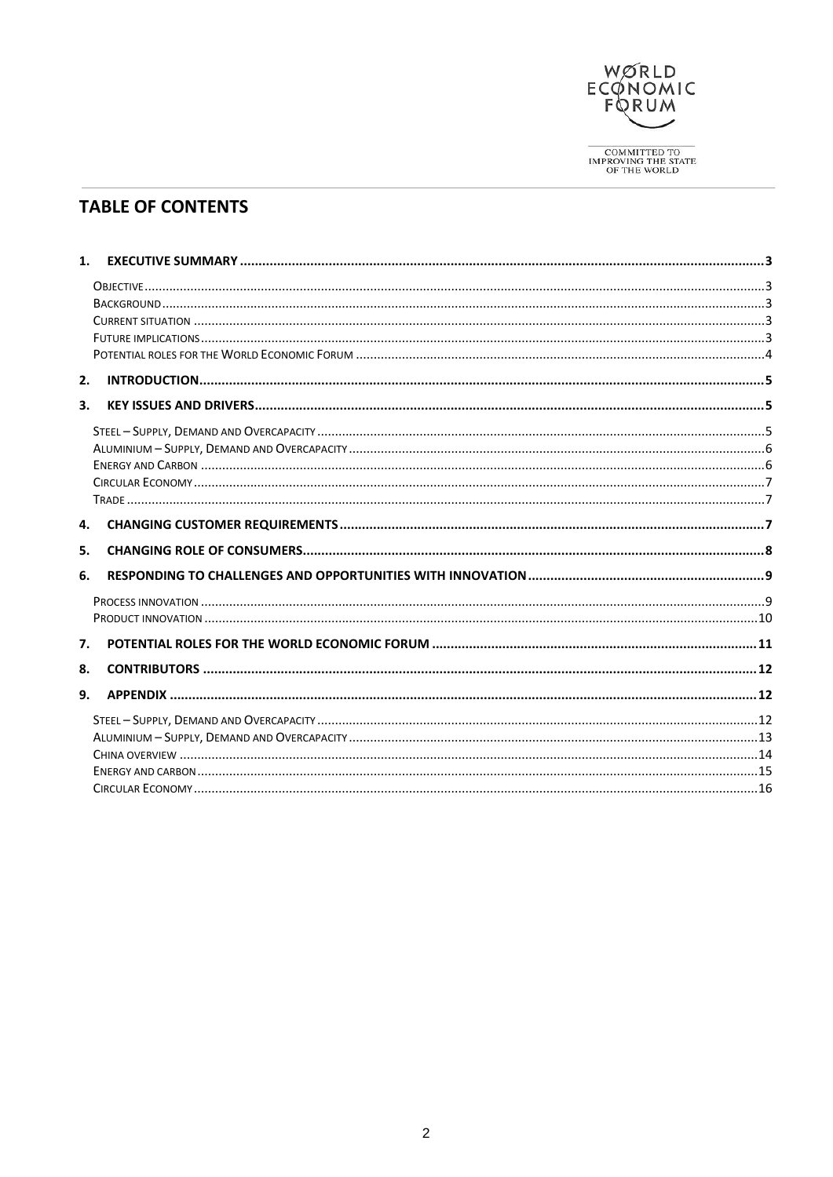## TABLE OF CONTENTS

**1. EXECUTIVE SUMMARY** ..... 3

- Objective ..... 3
- Background ..... 3
- Current situation ..... 3
- Future implications ..... 3
- Potential roles for the World Economic Forum ..... 4

**2. INTRODUCTION** ..... 5

**3. KEY ISSUES AND DRIVERS** ..... 5

- Steel – Supply, Demand and Overcapacity ..... 5
- Aluminium – Supply, Demand and Overcapacity ..... 6
- Energy and Carbon ..... 6
- Circular Economy ..... 7
- Trade ..... 7

**4. CHANGING CUSTOMER REQUIREMENTS** ..... 7

**5. CHANGING ROLE OF CONSUMERS** ..... 8

**6. RESPONDING TO CHALLENGES AND OPPORTUNITIES WITH INNOVATION** ..... 9

- Process innovation ..... 9
- Product innovation ..... 10

**7. POTENTIAL ROLES FOR THE WORLD ECONOMIC FORUM** ..... 11

**8. CONTRIBUTORS** ..... 12

**9. APPENDIX** ..... 12

- Steel – Supply, Demand and Overcapacity ..... 12
- Aluminium – Supply, Demand and Overcapacity ..... 13
- China overview ..... 14
- Energy and carbon ..... 15
- Circular Economy ..... 16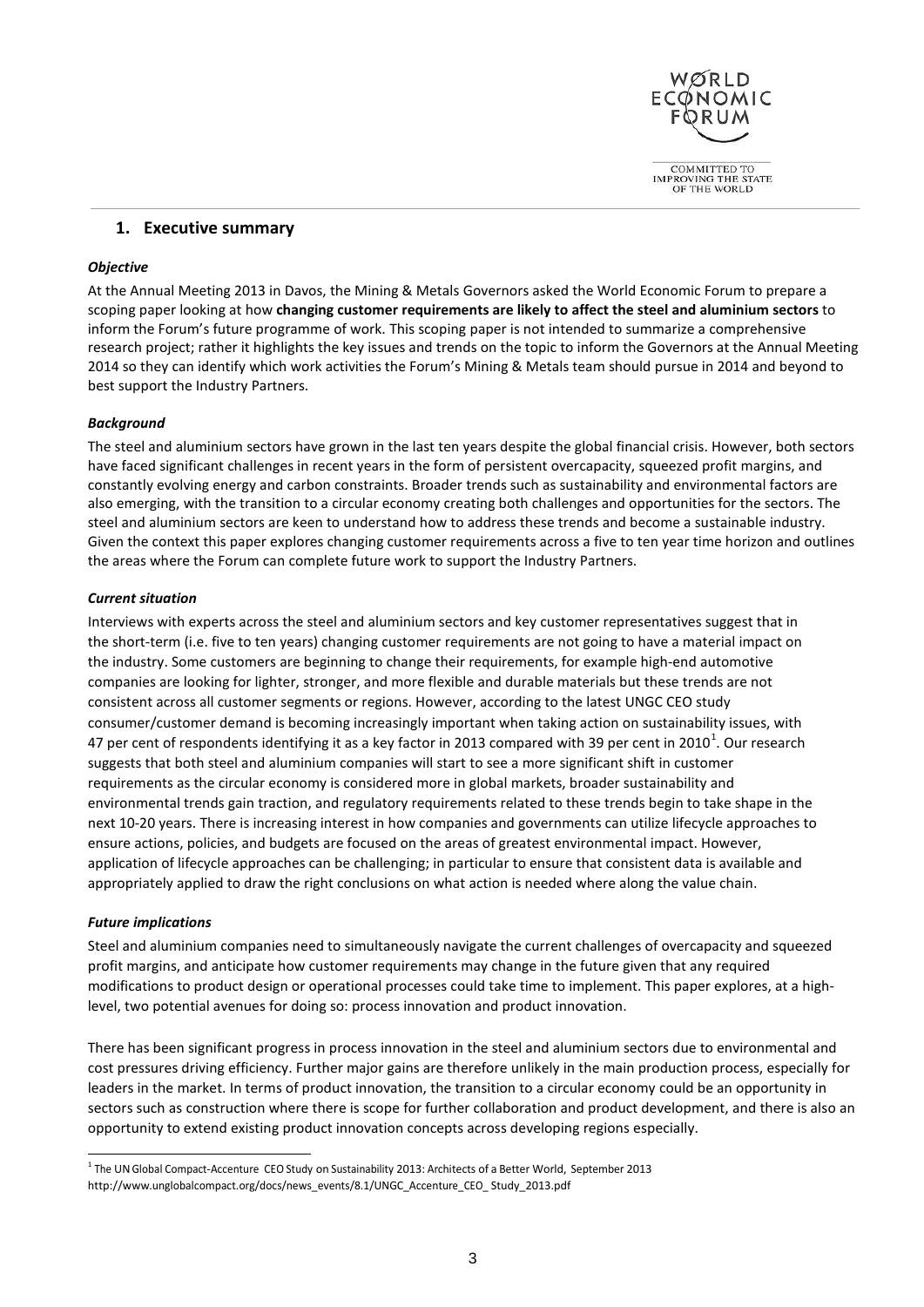## 1. Executive summary

***Objective***

At the Annual Meeting 2013 in Davos, the Mining & Metals Governors asked the World Economic Forum to prepare a scoping paper looking at how **changing customer requirements are likely to affect the steel and aluminium sectors** to inform the Forum's future programme of work. This scoping paper is not intended to summarize a comprehensive research project; rather it highlights the key issues and trends on the topic to inform the Governors at the Annual Meeting 2014 so they can identify which work activities the Forum's Mining & Metals team should pursue in 2014 and beyond to best support the Industry Partners.

***Background***

The steel and aluminium sectors have grown in the last ten years despite the global financial crisis. However, both sectors have faced significant challenges in recent years in the form of persistent overcapacity, squeezed profit margins, and constantly evolving energy and carbon constraints. Broader trends such as sustainability and environmental factors are also emerging, with the transition to a circular economy creating both challenges and opportunities for the sectors. The steel and aluminium sectors are keen to understand how to address these trends and become a sustainable industry. Given the context this paper explores changing customer requirements across a five to ten year time horizon and outlines the areas where the Forum can complete future work to support the Industry Partners.

***Current situation***

Interviews with experts across the steel and aluminium sectors and key customer representatives suggest that in the short-term (i.e. five to ten years) changing customer requirements are not going to have a material impact on the industry. Some customers are beginning to change their requirements, for example high-end automotive companies are looking for lighter, stronger, and more flexible and durable materials but these trends are not consistent across all customer segments or regions. However, according to the latest UNGC CEO study consumer/customer demand is becoming increasingly important when taking action on sustainability issues, with 47 per cent of respondents identifying it as a key factor in 2013 compared with 39 per cent in 2010[1]. Our research suggests that both steel and aluminium companies will start to see a more significant shift in customer requirements as the circular economy is considered more in global markets, broader sustainability and environmental trends gain traction, and regulatory requirements related to these trends begin to take shape in the next 10-20 years. There is increasing interest in how companies and governments can utilize lifecycle approaches to ensure actions, policies, and budgets are focused on the areas of greatest environmental impact. However, application of lifecycle approaches can be challenging; in particular to ensure that consistent data is available and appropriately applied to draw the right conclusions on what action is needed where along the value chain.

***Future implications***

Steel and aluminium companies need to simultaneously navigate the current challenges of overcapacity and squeezed profit margins, and anticipate how customer requirements may change in the future given that any required modifications to product design or operational processes could take time to implement. This paper explores, at a high-level, two potential avenues for doing so: process innovation and product innovation.

There has been significant progress in process innovation in the steel and aluminium sectors due to environmental and cost pressures driving efficiency. Further major gains are therefore unlikely in the main production process, especially for leaders in the market. In terms of product innovation, the transition to a circular economy could be an opportunity in sectors such as construction where there is scope for further collaboration and product development, and there is also an opportunity to extend existing product innovation concepts across developing regions especially.

---

[1] The UN Global Compact-Accenture CEO Study on Sustainability 2013: Architects of a Better World, September 2013 http://www.unglobalcompact.org/docs/news_events/8.1/UNGC_Accenture_CEO_ Study_2013.pdf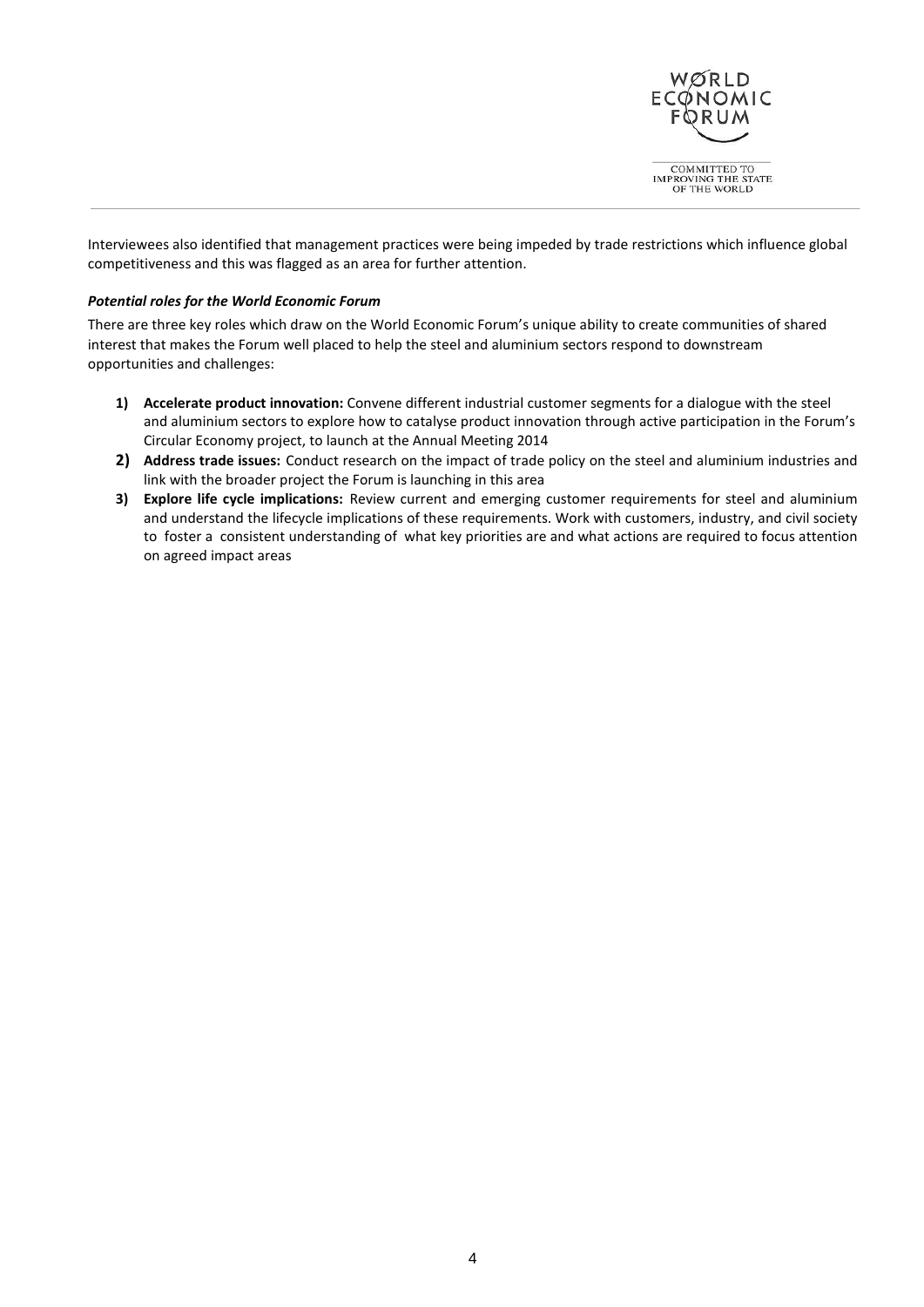Interviewees also identified that management practices were being impeded by trade restrictions which influence global competitiveness and this was flagged as an area for further attention.

***Potential roles for the World Economic Forum***

There are three key roles which draw on the World Economic Forum's unique ability to create communities of shared interest that makes the Forum well placed to help the steel and aluminium sectors respond to downstream opportunities and challenges:

1) **Accelerate product innovation:** Convene different industrial customer segments for a dialogue with the steel and aluminium sectors to explore how to catalyse product innovation through active participation in the Forum's Circular Economy project, to launch at the Annual Meeting 2014
2) **Address trade issues:** Conduct research on the impact of trade policy on the steel and aluminium industries and link with the broader project the Forum is launching in this area
3) **Explore life cycle implications:** Review current and emerging customer requirements for steel and aluminium and understand the lifecycle implications of these requirements. Work with customers, industry, and civil society to foster a consistent understanding of what key priorities are and what actions are required to focus attention on agreed impact areas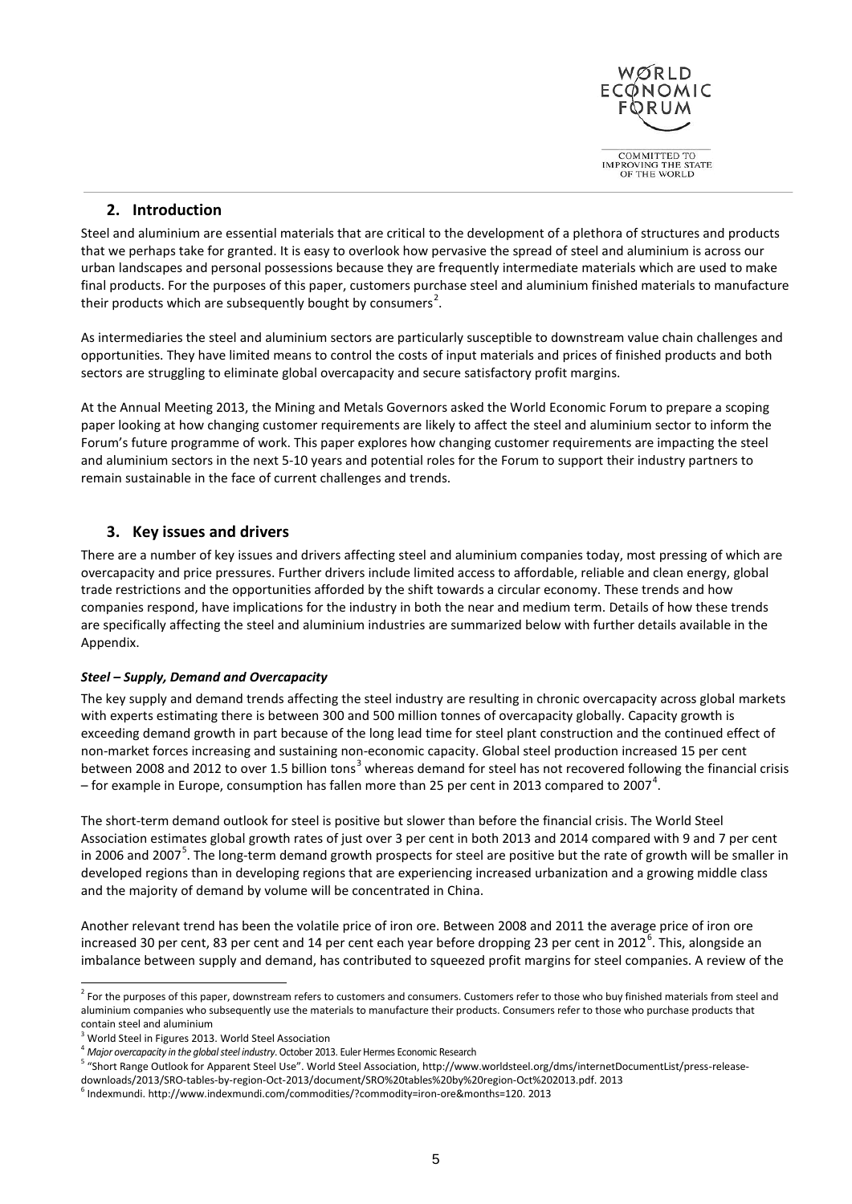## 2. Introduction

Steel and aluminium are essential materials that are critical to the development of a plethora of structures and products that we perhaps take for granted. It is easy to overlook how pervasive the spread of steel and aluminium is across our urban landscapes and personal possessions because they are frequently intermediate materials which are used to make final products. For the purposes of this paper, customers purchase steel and aluminium finished materials to manufacture their products which are subsequently bought by consumers[2].

As intermediaries the steel and aluminium sectors are particularly susceptible to downstream value chain challenges and opportunities. They have limited means to control the costs of input materials and prices of finished products and both sectors are struggling to eliminate global overcapacity and secure satisfactory profit margins.

At the Annual Meeting 2013, the Mining and Metals Governors asked the World Economic Forum to prepare a scoping paper looking at how changing customer requirements are likely to affect the steel and aluminium sector to inform the Forum's future programme of work. This paper explores how changing customer requirements are impacting the steel and aluminium sectors in the next 5-10 years and potential roles for the Forum to support their industry partners to remain sustainable in the face of current challenges and trends.

## 3. Key issues and drivers

There are a number of key issues and drivers affecting steel and aluminium companies today, most pressing of which are overcapacity and price pressures. Further drivers include limited access to affordable, reliable and clean energy, global trade restrictions and the opportunities afforded by the shift towards a circular economy. These trends and how companies respond, have implications for the industry in both the near and medium term. Details of how these trends are specifically affecting the steel and aluminium industries are summarized below with further details available in the Appendix.

### *Steel – Supply, Demand and Overcapacity*

The key supply and demand trends affecting the steel industry are resulting in chronic overcapacity across global markets with experts estimating there is between 300 and 500 million tonnes of overcapacity globally. Capacity growth is exceeding demand growth in part because of the long lead time for steel plant construction and the continued effect of non-market forces increasing and sustaining non-economic capacity. Global steel production increased 15 per cent between 2008 and 2012 to over 1.5 billion tons[3] whereas demand for steel has not recovered following the financial crisis – for example in Europe, consumption has fallen more than 25 per cent in 2013 compared to 2007[4].

The short-term demand outlook for steel is positive but slower than before the financial crisis. The World Steel Association estimates global growth rates of just over 3 per cent in both 2013 and 2014 compared with 9 and 7 per cent in 2006 and 2007[5]. The long-term demand growth prospects for steel are positive but the rate of growth will be smaller in developed regions than in developing regions that are experiencing increased urbanization and a growing middle class and the majority of demand by volume will be concentrated in China.

Another relevant trend has been the volatile price of iron ore. Between 2008 and 2011 the average price of iron ore increased 30 per cent, 83 per cent and 14 per cent each year before dropping 23 per cent in 2012[6]. This, alongside an imbalance between supply and demand, has contributed to squeezed profit margins for steel companies. A review of the

---

[2] For the purposes of this paper, downstream refers to customers and consumers. Customers refer to those who buy finished materials from steel and aluminium companies who subsequently use the materials to manufacture their products. Consumers refer to those who purchase products that contain steel and aluminium

[3] World Steel in Figures 2013. World Steel Association

[4] *Major overcapacity in the global steel industry*. October 2013. Euler Hermes Economic Research

[5] "Short Range Outlook for Apparent Steel Use". World Steel Association, http://www.worldsteel.org/dms/internetDocumentList/press-release-downloads/2013/SRO-tables-by-region-Oct-2013/document/SRO%20tables%20by%20region-Oct%202013.pdf. 2013

[6] Indexmundi. http://www.indexmundi.com/commodities/?commodity=iron-ore&months=120. 2013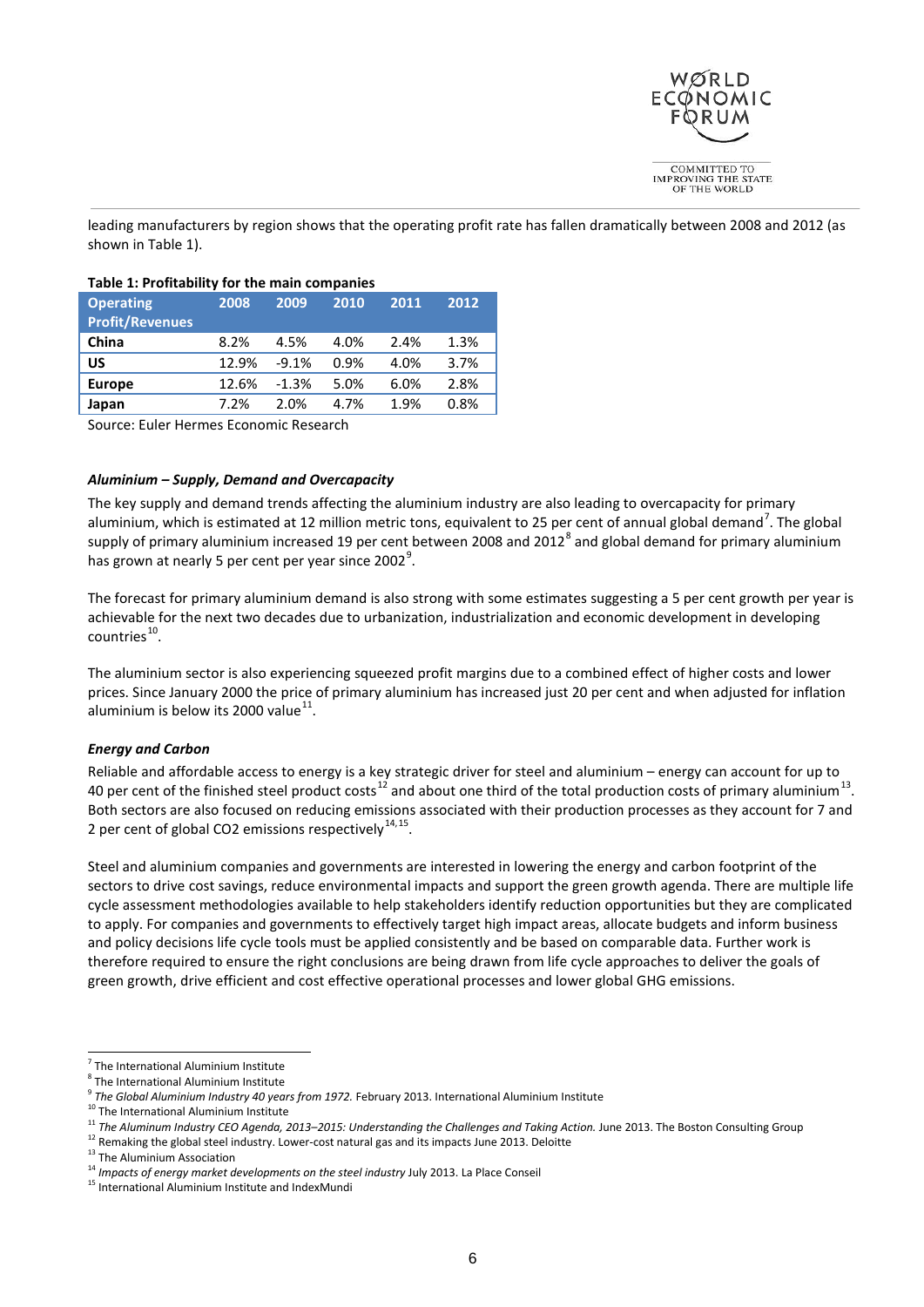leading manufacturers by region shows that the operating profit rate has fallen dramatically between 2008 and 2012 (as shown in Table 1).

**Table 1: Profitability for the main companies**

| Operating Profit/Revenues | 2008 | 2009 | 2010 | 2011 | 2012 |
|---|---|---|---|---|---|
| **China** | 8.2% | 4.5% | 4.0% | 2.4% | 1.3% |
| **US** | 12.9% | -9.1% | 0.9% | 4.0% | 3.7% |
| **Europe** | 12.6% | -1.3% | 5.0% | 6.0% | 2.8% |
| **Japan** | 7.2% | 2.0% | 4.7% | 1.9% | 0.8% |

Source: Euler Hermes Economic Research

***Aluminium – Supply, Demand and Overcapacity***

The key supply and demand trends affecting the aluminium industry are also leading to overcapacity for primary aluminium, which is estimated at 12 million metric tons, equivalent to 25 per cent of annual global demand[7]. The global supply of primary aluminium increased 19 per cent between 2008 and 2012[8] and global demand for primary aluminium has grown at nearly 5 per cent per year since 2002[9].

The forecast for primary aluminium demand is also strong with some estimates suggesting a 5 per cent growth per year is achievable for the next two decades due to urbanization, industrialization and economic development in developing countries[10].

The aluminium sector is also experiencing squeezed profit margins due to a combined effect of higher costs and lower prices. Since January 2000 the price of primary aluminium has increased just 20 per cent and when adjusted for inflation aluminium is below its 2000 value[11].

***Energy and Carbon***

Reliable and affordable access to energy is a key strategic driver for steel and aluminium – energy can account for up to 40 per cent of the finished steel product costs[12] and about one third of the total production costs of primary aluminium[13]. Both sectors are also focused on reducing emissions associated with their production processes as they account for 7 and 2 per cent of global CO2 emissions respectively[14,15].

Steel and aluminium companies and governments are interested in lowering the energy and carbon footprint of the sectors to drive cost savings, reduce environmental impacts and support the green growth agenda. There are multiple life cycle assessment methodologies available to help stakeholders identify reduction opportunities but they are complicated to apply. For companies and governments to effectively target high impact areas, allocate budgets and inform business and policy decisions life cycle tools must be applied consistently and be based on comparable data. Further work is therefore required to ensure the right conclusions are being drawn from life cycle approaches to deliver the goals of green growth, drive efficient and cost effective operational processes and lower global GHG emissions.

---

[7] The International Aluminium Institute
[8] The International Aluminium Institute
[9] *The Global Aluminium Industry 40 years from 1972.* February 2013. International Aluminium Institute
[10] The International Aluminium Institute
[11] *The Aluminum Industry CEO Agenda, 2013–2015: Understanding the Challenges and Taking Action.* June 2013. The Boston Consulting Group
[12] Remaking the global steel industry. Lower-cost natural gas and its impacts June 2013. Deloitte
[13] The Aluminium Association
[14] *Impacts of energy market developments on the steel industry* July 2013. La Place Conseil
[15] International Aluminium Institute and IndexMundi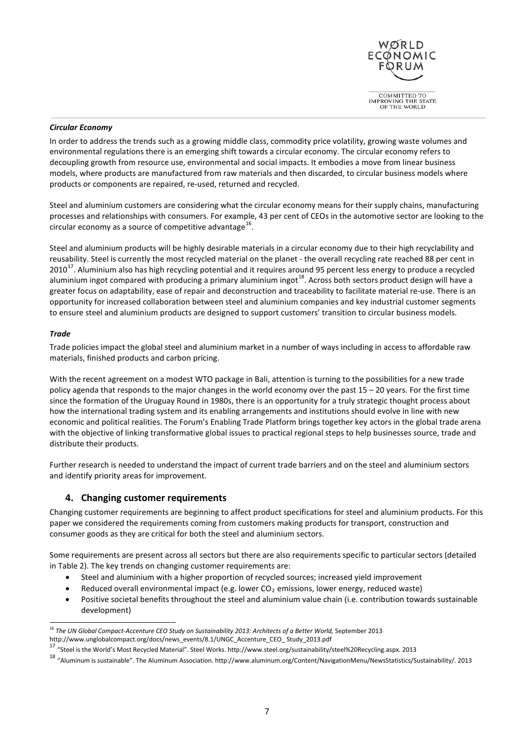***Circular Economy***

In order to address the trends such as a growing middle class, commodity price volatility, growing waste volumes and environmental regulations there is an emerging shift towards a circular economy. The circular economy refers to decoupling growth from resource use, environmental and social impacts. It embodies a move from linear business models, where products are manufactured from raw materials and then discarded, to circular business models where products or components are repaired, re-used, returned and recycled.

Steel and aluminium customers are considering what the circular economy means for their supply chains, manufacturing processes and relationships with consumers. For example, 43 per cent of CEOs in the automotive sector are looking to the circular economy as a source of competitive advantage[16].

Steel and aluminium products will be highly desirable materials in a circular economy due to their high recyclability and reusability. Steel is currently the most recycled material on the planet - the overall recycling rate reached 88 per cent in 2010[17]. Aluminium also has high recycling potential and it requires around 95 percent less energy to produce a recycled aluminium ingot compared with producing a primary aluminium ingot[18]. Across both sectors product design will have a greater focus on adaptability, ease of repair and deconstruction and traceability to facilitate material re-use. There is an opportunity for increased collaboration between steel and aluminium companies and key industrial customer segments to ensure steel and aluminium products are designed to support customers' transition to circular business models.

***Trade***

Trade policies impact the global steel and aluminium market in a number of ways including in access to affordable raw materials, finished products and carbon pricing.

With the recent agreement on a modest WTO package in Bali, attention is turning to the possibilities for a new trade policy agenda that responds to the major changes in the world economy over the past 15 – 20 years. For the first time since the formation of the Uruguay Round in 1980s, there is an opportunity for a truly strategic thought process about how the international trading system and its enabling arrangements and institutions should evolve in line with new economic and political realities. The Forum's Enabling Trade Platform brings together key actors in the global trade arena with the objective of linking transformative global issues to practical regional steps to help businesses source, trade and distribute their products.

Further research is needed to understand the impact of current trade barriers and on the steel and aluminium sectors and identify priority areas for improvement.

## 4. Changing customer requirements

Changing customer requirements are beginning to affect product specifications for steel and aluminium products. For this paper we considered the requirements coming from customers making products for transport, construction and consumer goods as they are critical for both the steel and aluminium sectors.

Some requirements are present across all sectors but there are also requirements specific to particular sectors (detailed in Table 2). The key trends on changing customer requirements are:

- Steel and aluminium with a higher proportion of recycled sources; increased yield improvement
- Reduced overall environmental impact (e.g. lower $CO_2$ emissions, lower energy, reduced waste)
- Positive societal benefits throughout the steel and aluminium value chain (i.e. contribution towards sustainable development)

---

[16] *The UN Global Compact-Accenture CEO Study on Sustainability 2013: Architects of a Better World,* September 2013 http://www.unglobalcompact.org/docs/news_events/8.1/UNGC_Accenture_CEO_ Study_2013.pdf

[17] "Steel is the World's Most Recycled Material". Steel Works. http://www.steel.org/sustainability/steel%20Recycling.aspx. 2013

[18] "Aluminum is sustainable". The Aluminum Association. http://www.aluminum.org/Content/NavigationMenu/NewsStatistics/Sustainability/. 2013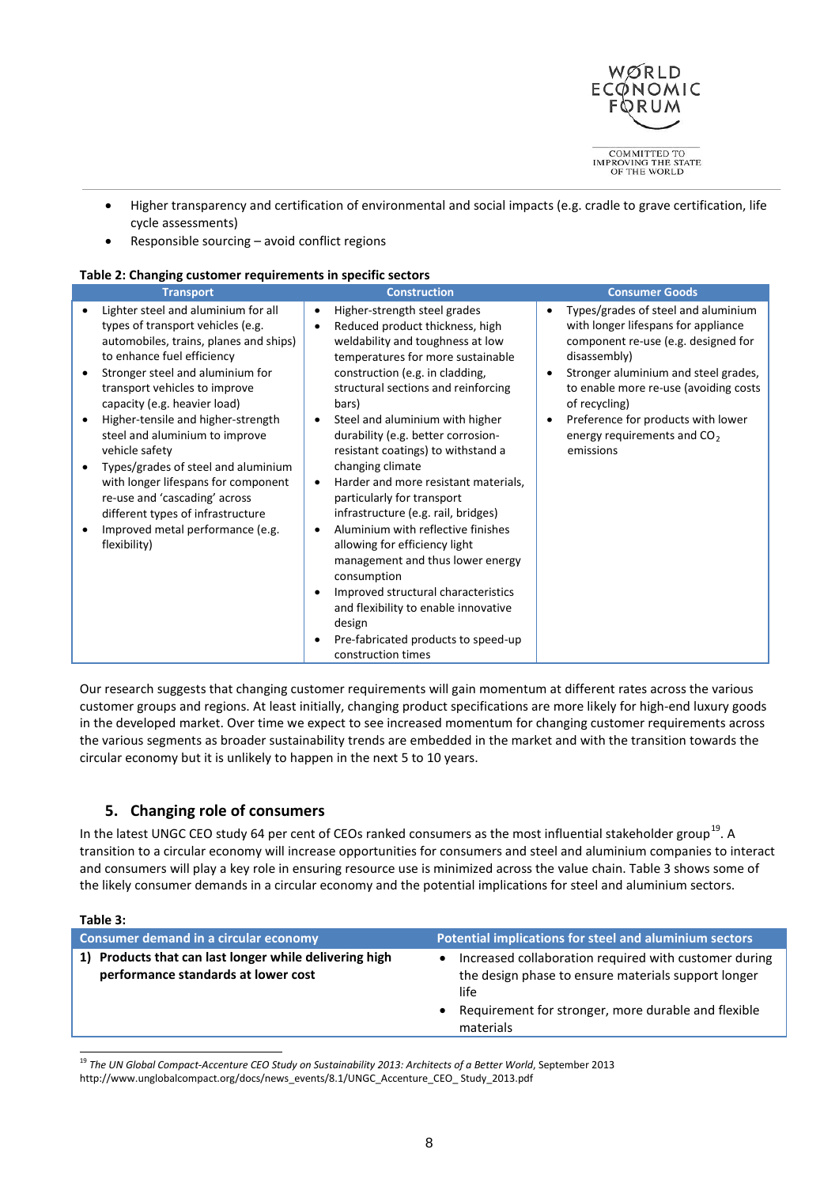- Higher transparency and certification of environmental and social impacts (e.g. cradle to grave certification, life cycle assessments)
- Responsible sourcing – avoid conflict regions

**Table 2: Changing customer requirements in specific sectors**

| Transport | Construction | Consumer Goods |
|---|---|---|
| • Lighter steel and aluminium for all types of transport vehicles (e.g. automobiles, trains, planes and ships) to enhance fuel efficiency<br>• Stronger steel and aluminium for transport vehicles to improve capacity (e.g. heavier load)<br>• Higher-tensile and higher-strength steel and aluminium to improve vehicle safety<br>• Types/grades of steel and aluminium with longer lifespans for component re-use and 'cascading' across different types of infrastructure<br>• Improved metal performance (e.g. flexibility) | • Higher-strength steel grades<br>• Reduced product thickness, high weldability and toughness at low temperatures for more sustainable construction (e.g. in cladding, structural sections and reinforcing bars)<br>• Steel and aluminium with higher durability (e.g. better corrosion-resistant coatings) to withstand a changing climate<br>• Harder and more resistant materials, particularly for transport infrastructure (e.g. rail, bridges)<br>• Aluminium with reflective finishes allowing for efficiency light management and thus lower energy consumption<br>• Improved structural characteristics and flexibility to enable innovative design<br>• Pre-fabricated products to speed-up construction times | • Types/grades of steel and aluminium with longer lifespans for appliance component re-use (e.g. designed for disassembly)<br>• Stronger aluminium and steel grades, to enable more re-use (avoiding costs of recycling)<br>• Preference for products with lower energy requirements and $CO_2$ emissions |

Our research suggests that changing customer requirements will gain momentum at different rates across the various customer groups and regions. At least initially, changing product specifications are more likely for high-end luxury goods in the developed market. Over time we expect to see increased momentum for changing customer requirements across the various segments as broader sustainability trends are embedded in the market and with the transition towards the circular economy but it is unlikely to happen in the next 5 to 10 years.

## 5. Changing role of consumers

In the latest UNGC CEO study 64 per cent of CEOs ranked consumers as the most influential stakeholder group[19]. A transition to a circular economy will increase opportunities for consumers and steel and aluminium companies to interact and consumers will play a key role in ensuring resource use is minimized across the value chain. Table 3 shows some of the likely consumer demands in a circular economy and the potential implications for steel and aluminium sectors.

**Table 3:**

| Consumer demand in a circular economy | Potential implications for steel and aluminium sectors |
|---|---|
| **1) Products that can last longer while delivering high performance standards at lower cost** | • Increased collaboration required with customer during the design phase to ensure materials support longer life<br>• Requirement for stronger, more durable and flexible materials |

[19] *The UN Global Compact-Accenture CEO Study on Sustainability 2013: Architects of a Better World*, September 2013 http://www.unglobalcompact.org/docs/news_events/8.1/UNGC_Accenture_CEO_ Study_2013.pdf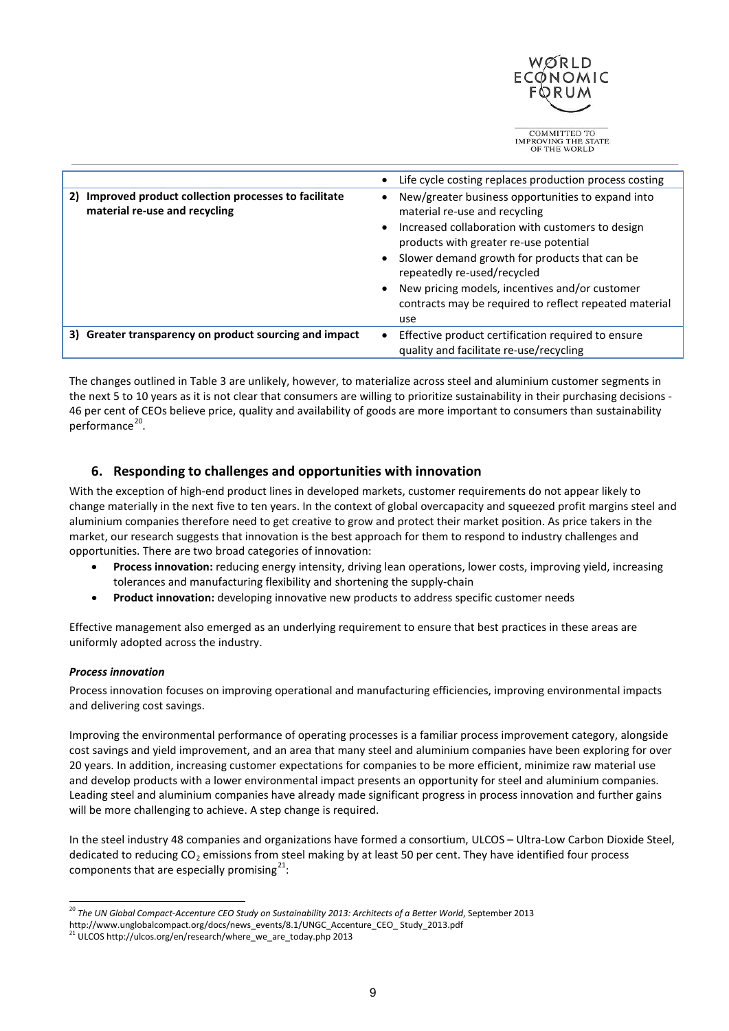| | |
|---|---|
| | • Life cycle costing replaces production process costing |
| **2) Improved product collection processes to facilitate material re-use and recycling** | • New/greater business opportunities to expand into material re-use and recycling<br>• Increased collaboration with customers to design products with greater re-use potential<br>• Slower demand growth for products that can be repeatedly re-used/recycled<br>• New pricing models, incentives and/or customer contracts may be required to reflect repeated material use |
| **3) Greater transparency on product sourcing and impact** | • Effective product certification required to ensure quality and facilitate re-use/recycling |

The changes outlined in Table 3 are unlikely, however, to materialize across steel and aluminium customer segments in the next 5 to 10 years as it is not clear that consumers are willing to prioritize sustainability in their purchasing decisions - 46 per cent of CEOs believe price, quality and availability of goods are more important to consumers than sustainability performance[20].

## 6. Responding to challenges and opportunities with innovation

With the exception of high-end product lines in developed markets, customer requirements do not appear likely to change materially in the next five to ten years. In the context of global overcapacity and squeezed profit margins steel and aluminium companies therefore need to get creative to grow and protect their market position. As price takers in the market, our research suggests that innovation is the best approach for them to respond to industry challenges and opportunities. There are two broad categories of innovation:

- **Process innovation:** reducing energy intensity, driving lean operations, lower costs, improving yield, increasing tolerances and manufacturing flexibility and shortening the supply-chain
- **Product innovation:** developing innovative new products to address specific customer needs

Effective management also emerged as an underlying requirement to ensure that best practices in these areas are uniformly adopted across the industry.

***Process innovation***

Process innovation focuses on improving operational and manufacturing efficiencies, improving environmental impacts and delivering cost savings.

Improving the environmental performance of operating processes is a familiar process improvement category, alongside cost savings and yield improvement, and an area that many steel and aluminium companies have been exploring for over 20 years. In addition, increasing customer expectations for companies to be more efficient, minimize raw material use and develop products with a lower environmental impact presents an opportunity for steel and aluminium companies. Leading steel and aluminium companies have already made significant progress in process innovation and further gains will be more challenging to achieve. A step change is required.

In the steel industry 48 companies and organizations have formed a consortium, ULCOS – Ultra-Low Carbon Dioxide Steel, dedicated to reducing $CO_2$ emissions from steel making by at least 50 per cent. They have identified four process components that are especially promising[21]:

---

[20] *The UN Global Compact-Accenture CEO Study on Sustainability 2013: Architects of a Better World*, September 2013 http://www.unglobalcompact.org/docs/news_events/8.1/UNGC_Accenture_CEO_ Study_2013.pdf

[21] ULCOS http://ulcos.org/en/research/where_we_are_today.php 2013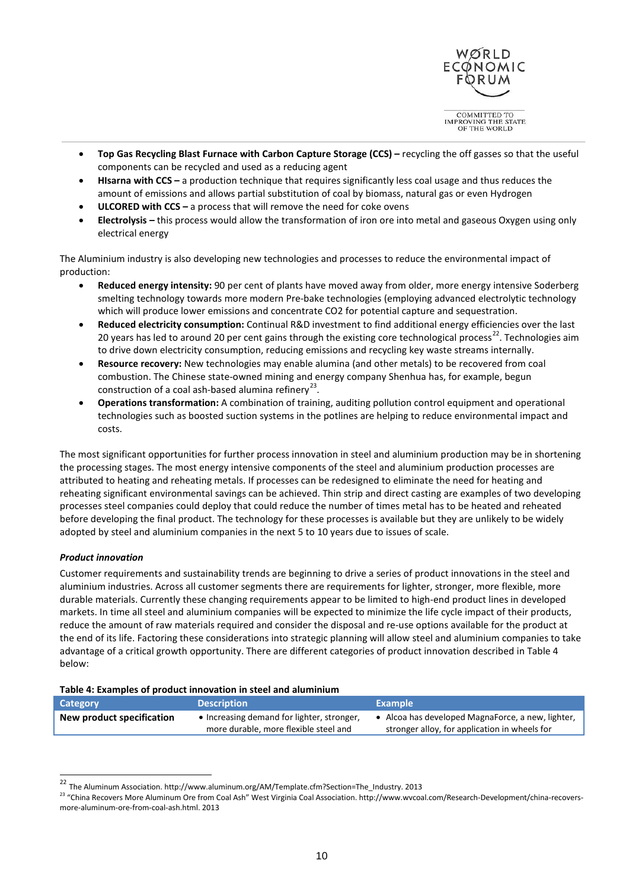- **Top Gas Recycling Blast Furnace with Carbon Capture Storage (CCS) –** recycling the off gasses so that the useful components can be recycled and used as a reducing agent
- **HIsarna with CCS –** a production technique that requires significantly less coal usage and thus reduces the amount of emissions and allows partial substitution of coal by biomass, natural gas or even Hydrogen
- **ULCORED with CCS –** a process that will remove the need for coke ovens
- **Electrolysis –** this process would allow the transformation of iron ore into metal and gaseous Oxygen using only electrical energy

The Aluminium industry is also developing new technologies and processes to reduce the environmental impact of production:

- **Reduced energy intensity:** 90 per cent of plants have moved away from older, more energy intensive Soderberg smelting technology towards more modern Pre-bake technologies (employing advanced electrolytic technology which will produce lower emissions and concentrate CO2 for potential capture and sequestration.
- **Reduced electricity consumption:** Continual R&D investment to find additional energy efficiencies over the last 20 years has led to around 20 per cent gains through the existing core technological process[22]. Technologies aim to drive down electricity consumption, reducing emissions and recycling key waste streams internally.
- **Resource recovery:** New technologies may enable alumina (and other metals) to be recovered from coal combustion. The Chinese state-owned mining and energy company Shenhua has, for example, begun construction of a coal ash-based alumina refinery[23].
- **Operations transformation:** A combination of training, auditing pollution control equipment and operational technologies such as boosted suction systems in the potlines are helping to reduce environmental impact and costs.

The most significant opportunities for further process innovation in steel and aluminium production may be in shortening the processing stages. The most energy intensive components of the steel and aluminium production processes are attributed to heating and reheating metals. If processes can be redesigned to eliminate the need for heating and reheating significant environmental savings can be achieved. Thin strip and direct casting are examples of two developing processes steel companies could deploy that could reduce the number of times metal has to be heated and reheated before developing the final product. The technology for these processes is available but they are unlikely to be widely adopted by steel and aluminium companies in the next 5 to 10 years due to issues of scale.

***Product innovation***

Customer requirements and sustainability trends are beginning to drive a series of product innovations in the steel and aluminium industries. Across all customer segments there are requirements for lighter, stronger, more flexible, more durable materials. Currently these changing requirements appear to be limited to high-end product lines in developed markets. In time all steel and aluminium companies will be expected to minimize the life cycle impact of their products, reduce the amount of raw materials required and consider the disposal and re-use options available for the product at the end of its life. Factoring these considerations into strategic planning will allow steel and aluminium companies to take advantage of a critical growth opportunity. There are different categories of product innovation described in Table 4 below:

**Table 4: Examples of product innovation in steel and aluminium**

| Category | Description | Example |
|---|---|---|
| **New product specification** | • Increasing demand for lighter, stronger, more durable, more flexible steel and | • Alcoa has developed MagnaForce, a new, lighter, stronger alloy, for application in wheels for |

[22] The Aluminum Association. http://www.aluminum.org/AM/Template.cfm?Section=The_Industry. 2013

[23] "China Recovers More Aluminum Ore from Coal Ash" West Virginia Coal Association. http://www.wvcoal.com/Research-Development/china-recovers-more-aluminum-ore-from-coal-ash.html. 2013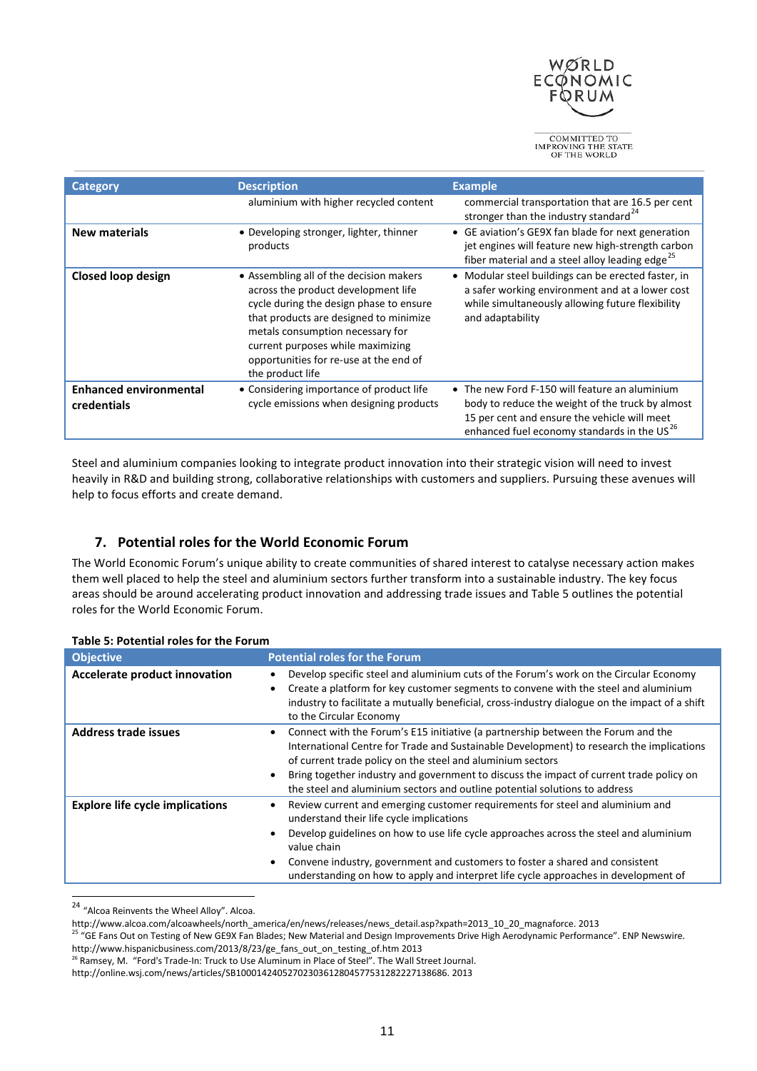| Category | Description | Example |
|---|---|---|
| | aluminium with higher recycled content | commercial transportation that are 16.5 per cent stronger than the industry standard[24] |
| **New materials** | • Developing stronger, lighter, thinner products | • GE aviation's GE9X fan blade for next generation jet engines will feature new high-strength carbon fiber material and a steel alloy leading edge[25] |
| **Closed loop design** | • Assembling all of the decision makers across the product development life cycle during the design phase to ensure that products are designed to minimize metals consumption necessary for current purposes while maximizing opportunities for re-use at the end of the product life | • Modular steel buildings can be erected faster, in a safer working environment and at a lower cost while simultaneously allowing future flexibility and adaptability |
| **Enhanced environmental credentials** | • Considering importance of product life cycle emissions when designing products | • The new Ford F-150 will feature an aluminium body to reduce the weight of the truck by almost 15 per cent and ensure the vehicle will meet enhanced fuel economy standards in the US[26] |

Steel and aluminium companies looking to integrate product innovation into their strategic vision will need to invest heavily in R&D and building strong, collaborative relationships with customers and suppliers. Pursuing these avenues will help to focus efforts and create demand.

## 7. Potential roles for the World Economic Forum

The World Economic Forum's unique ability to create communities of shared interest to catalyse necessary action makes them well placed to help the steel and aluminium sectors further transform into a sustainable industry. The key focus areas should be around accelerating product innovation and addressing trade issues and Table 5 outlines the potential roles for the World Economic Forum.

**Table 5: Potential roles for the Forum**

| Objective | Potential roles for the Forum |
|---|---|
| **Accelerate product innovation** | • Develop specific steel and aluminium cuts of the Forum's work on the Circular Economy<br>• Create a platform for key customer segments to convene with the steel and aluminium industry to facilitate a mutually beneficial, cross-industry dialogue on the impact of a shift to the Circular Economy |
| **Address trade issues** | • Connect with the Forum's E15 initiative (a partnership between the Forum and the International Centre for Trade and Sustainable Development) to research the implications of current trade policy on the steel and aluminium sectors<br>• Bring together industry and government to discuss the impact of current trade policy on the steel and aluminium sectors and outline potential solutions to address |
| **Explore life cycle implications** | • Review current and emerging customer requirements for steel and aluminium and understand their life cycle implications<br>• Develop guidelines on how to use life cycle approaches across the steel and aluminium value chain<br>• Convene industry, government and customers to foster a shared and consistent understanding on how to apply and interpret life cycle approaches in development of |

[24] "Alcoa Reinvents the Wheel Alloy". Alcoa. http://www.alcoa.com/alcoawheels/north_america/en/news/releases/news_detail.asp?xpath=2013_10_20_magnaforce. 2013

[25] "GE Fans Out on Testing of New GE9X Fan Blades; New Material and Design Improvements Drive High Aerodynamic Performance". ENP Newswire. http://www.hispanicbusiness.com/2013/8/23/ge_fans_out_on_testing_of.htm 2013

[26] Ramsey, M. "Ford's Trade-In: Truck to Use Aluminum in Place of Steel". The Wall Street Journal. http://online.wsj.com/news/articles/SB10001424052702303612804577531282227138686. 2013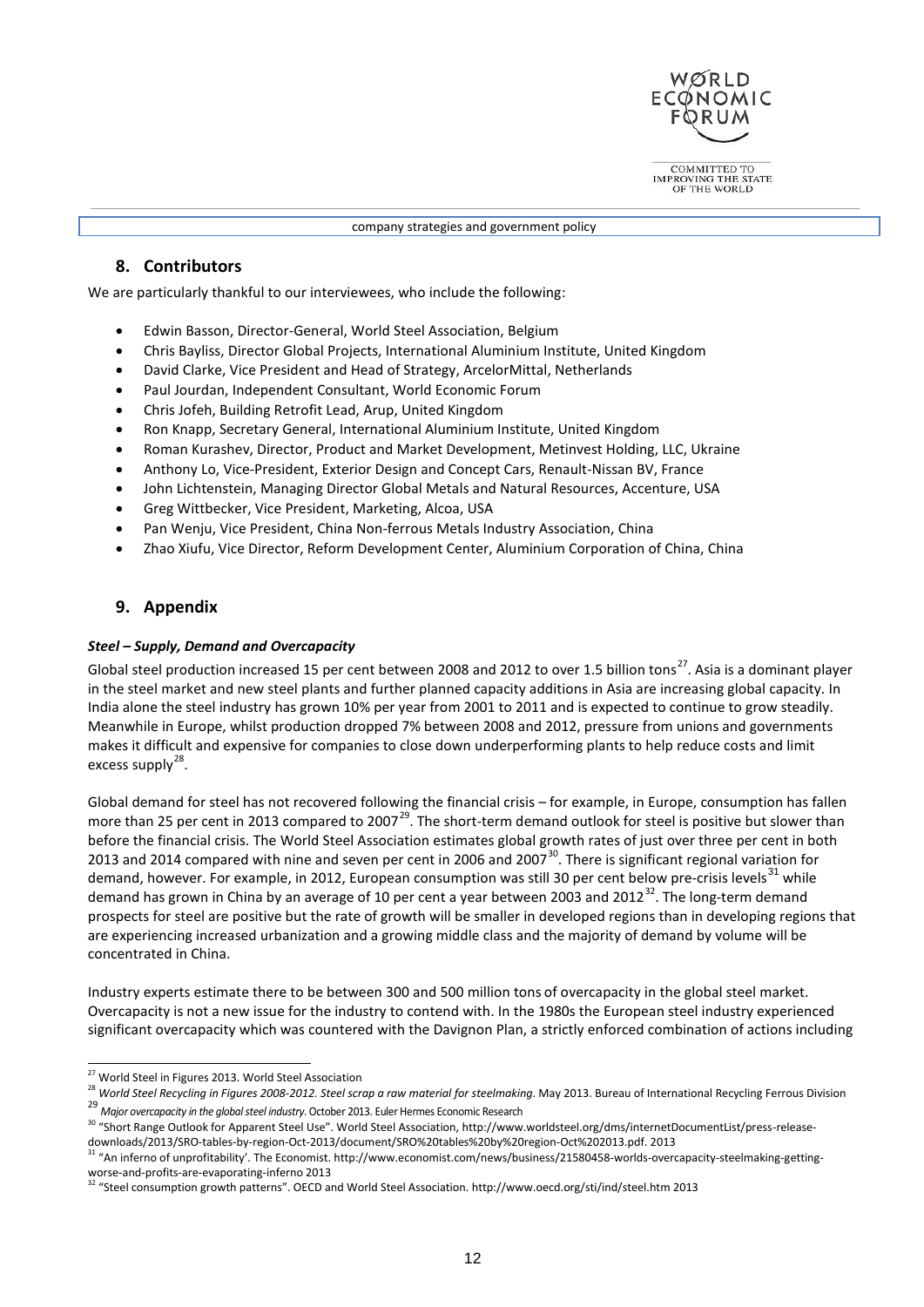## 8. Contributors

We are particularly thankful to our interviewees, who include the following:

- Edwin Basson, Director-General, World Steel Association, Belgium
- Chris Bayliss, Director Global Projects, International Aluminium Institute, United Kingdom
- David Clarke, Vice President and Head of Strategy, ArcelorMittal, Netherlands
- Paul Jourdan, Independent Consultant, World Economic Forum
- Chris Jofeh, Building Retrofit Lead, Arup, United Kingdom
- Ron Knapp, Secretary General, International Aluminium Institute, United Kingdom
- Roman Kurashev, Director, Product and Market Development, Metinvest Holding, LLC, Ukraine
- Anthony Lo, Vice-President, Exterior Design and Concept Cars, Renault-Nissan BV, France
- John Lichtenstein, Managing Director Global Metals and Natural Resources, Accenture, USA
- Greg Wittbecker, Vice President, Marketing, Alcoa, USA
- Pan Wenju, Vice President, China Non-ferrous Metals Industry Association, China
- Zhao Xiufu, Vice Director, Reform Development Center, Aluminium Corporation of China, China

## 9. Appendix

***Steel – Supply, Demand and Overcapacity***

Global steel production increased 15 per cent between 2008 and 2012 to over 1.5 billion tons[27]. Asia is a dominant player in the steel market and new steel plants and further planned capacity additions in Asia are increasing global capacity. In India alone the steel industry has grown 10% per year from 2001 to 2011 and is expected to continue to grow steadily. Meanwhile in Europe, whilst production dropped 7% between 2008 and 2012, pressure from unions and governments makes it difficult and expensive for companies to close down underperforming plants to help reduce costs and limit excess supply[28].

Global demand for steel has not recovered following the financial crisis – for example, in Europe, consumption has fallen more than 25 per cent in 2013 compared to 2007[29]. The short-term demand outlook for steel is positive but slower than before the financial crisis. The World Steel Association estimates global growth rates of just over three per cent in both 2013 and 2014 compared with nine and seven per cent in 2006 and 2007[30]. There is significant regional variation for demand, however. For example, in 2012, European consumption was still 30 per cent below pre-crisis levels[31] while demand has grown in China by an average of 10 per cent a year between 2003 and 2012[32]. The long-term demand prospects for steel are positive but the rate of growth will be smaller in developed regions than in developing regions that are experiencing increased urbanization and a growing middle class and the majority of demand by volume will be concentrated in China.

Industry experts estimate there to be between 300 and 500 million tons of overcapacity in the global steel market. Overcapacity is not a new issue for the industry to contend with. In the 1980s the European steel industry experienced significant overcapacity which was countered with the Davignon Plan, a strictly enforced combination of actions including

---

[27] World Steel in Figures 2013. World Steel Association

[28] *World Steel Recycling in Figures 2008-2012. Steel scrap a raw material for steelmaking*. May 2013. Bureau of International Recycling Ferrous Division

[29] *Major overcapacity in the global steel industry*. October 2013. Euler Hermes Economic Research

[30] "Short Range Outlook for Apparent Steel Use". World Steel Association, http://www.worldsteel.org/dms/internetDocumentList/press-release-downloads/2013/SRO-tables-by-region-Oct-2013/document/SRO%20tables%20by%20region-Oct%202013.pdf. 2013

[31] "An inferno of unprofitability'. The Economist. http://www.economist.com/news/business/21580458-worlds-overcapacity-steelmaking-getting-worse-and-profits-are-evaporating-inferno 2013

[32] "Steel consumption growth patterns". OECD and World Steel Association. http://www.oecd.org/sti/ind/steel.htm 2013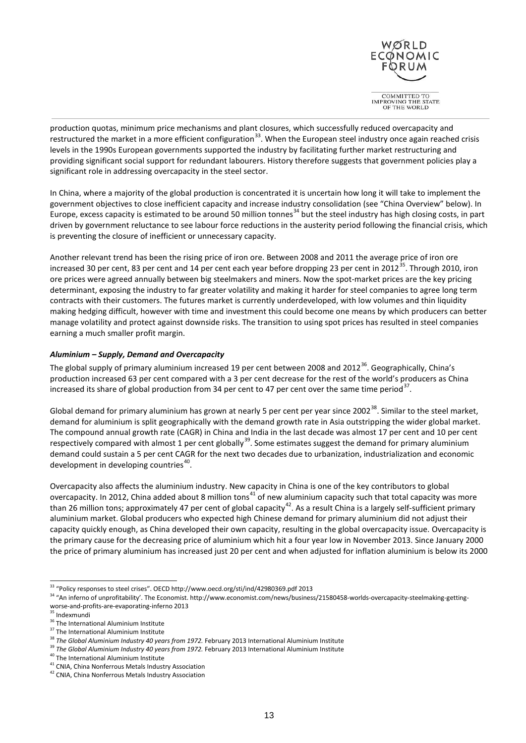production quotas, minimum price mechanisms and plant closures, which successfully reduced overcapacity and restructured the market in a more efficient configuration[33]. When the European steel industry once again reached crisis levels in the 1990s European governments supported the industry by facilitating further market restructuring and providing significant social support for redundant labourers. History therefore suggests that government policies play a significant role in addressing overcapacity in the steel sector.

In China, where a majority of the global production is concentrated it is uncertain how long it will take to implement the government objectives to close inefficient capacity and increase industry consolidation (see "China Overview" below). In Europe, excess capacity is estimated to be around 50 million tonnes[34] but the steel industry has high closing costs, in part driven by government reluctance to see labour force reductions in the austerity period following the financial crisis, which is preventing the closure of inefficient or unnecessary capacity.

Another relevant trend has been the rising price of iron ore. Between 2008 and 2011 the average price of iron ore increased 30 per cent, 83 per cent and 14 per cent each year before dropping 23 per cent in 2012[35]. Through 2010, iron ore prices were agreed annually between big steelmakers and miners. Now the spot-market prices are the key pricing determinant, exposing the industry to far greater volatility and making it harder for steel companies to agree long term contracts with their customers. The futures market is currently underdeveloped, with low volumes and thin liquidity making hedging difficult, however with time and investment this could become one means by which producers can better manage volatility and protect against downside risks. The transition to using spot prices has resulted in steel companies earning a much smaller profit margin.

***Aluminium – Supply, Demand and Overcapacity***

The global supply of primary aluminium increased 19 per cent between 2008 and 2012[36]. Geographically, China's production increased 63 per cent compared with a 3 per cent decrease for the rest of the world's producers as China increased its share of global production from 34 per cent to 47 per cent over the same time period[37].

Global demand for primary aluminium has grown at nearly 5 per cent per year since 2002[38]. Similar to the steel market, demand for aluminium is split geographically with the demand growth rate in Asia outstripping the wider global market. The compound annual growth rate (CAGR) in China and India in the last decade was almost 17 per cent and 10 per cent respectively compared with almost 1 per cent globally[39]. Some estimates suggest the demand for primary aluminium demand could sustain a 5 per cent CAGR for the next two decades due to urbanization, industrialization and economic development in developing countries[40].

Overcapacity also affects the aluminium industry. New capacity in China is one of the key contributors to global overcapacity. In 2012, China added about 8 million tons[41] of new aluminium capacity such that total capacity was more than 26 million tons; approximately 47 per cent of global capacity[42]. As a result China is a largely self-sufficient primary aluminium market. Global producers who expected high Chinese demand for primary aluminium did not adjust their capacity quickly enough, as China developed their own capacity, resulting in the global overcapacity issue. Overcapacity is the primary cause for the decreasing price of aluminium which hit a four year low in November 2013. Since January 2000 the price of primary aluminium has increased just 20 per cent and when adjusted for inflation aluminium is below its 2000

---

[33] "Policy responses to steel crises". OECD http://www.oecd.org/sti/ind/42980369.pdf 2013

[34] "An inferno of unprofitability'. The Economist. http://www.economist.com/news/business/21580458-worlds-overcapacity-steelmaking-getting-worse-and-profits-are-evaporating-inferno 2013

[35] Indexmundi

[36] The International Aluminium Institute

[37] The International Aluminium Institute

[38] *The Global Aluminium Industry 40 years from 1972.* February 2013 International Aluminium Institute

[39] *The Global Aluminium Industry 40 years from 1972.* February 2013 International Aluminium Institute

[40] The International Aluminium Institute

[41] CNIA, China Nonferrous Metals Industry Association

[42] CNIA, China Nonferrous Metals Industry Association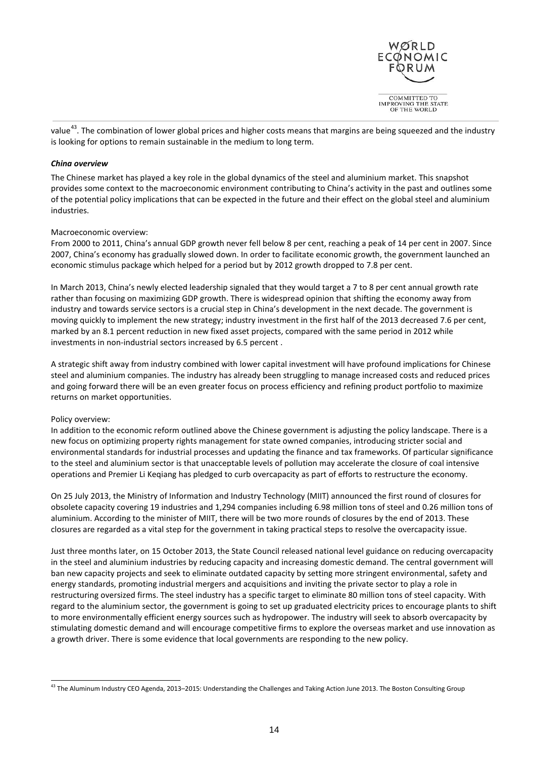value[43]. The combination of lower global prices and higher costs means that margins are being squeezed and the industry is looking for options to remain sustainable in the medium to long term.

***China overview***

The Chinese market has played a key role in the global dynamics of the steel and aluminium market. This snapshot provides some context to the macroeconomic environment contributing to China's activity in the past and outlines some of the potential policy implications that can be expected in the future and their effect on the global steel and aluminium industries.

Macroeconomic overview:
From 2000 to 2011, China's annual GDP growth never fell below 8 per cent, reaching a peak of 14 per cent in 2007. Since 2007, China's economy has gradually slowed down. In order to facilitate economic growth, the government launched an economic stimulus package which helped for a period but by 2012 growth dropped to 7.8 per cent.

In March 2013, China's newly elected leadership signaled that they would target a 7 to 8 per cent annual growth rate rather than focusing on maximizing GDP growth. There is widespread opinion that shifting the economy away from industry and towards service sectors is a crucial step in China's development in the next decade. The government is moving quickly to implement the new strategy; industry investment in the first half of the 2013 decreased 7.6 per cent, marked by an 8.1 percent reduction in new fixed asset projects, compared with the same period in 2012 while investments in non-industrial sectors increased by 6.5 percent .

A strategic shift away from industry combined with lower capital investment will have profound implications for Chinese steel and aluminium companies. The industry has already been struggling to manage increased costs and reduced prices and going forward there will be an even greater focus on process efficiency and refining product portfolio to maximize returns on market opportunities.

Policy overview:
In addition to the economic reform outlined above the Chinese government is adjusting the policy landscape. There is a new focus on optimizing property rights management for state owned companies, introducing stricter social and environmental standards for industrial processes and updating the finance and tax frameworks. Of particular significance to the steel and aluminium sector is that unacceptable levels of pollution may accelerate the closure of coal intensive operations and Premier Li Keqiang has pledged to curb overcapacity as part of efforts to restructure the economy.

On 25 July 2013, the Ministry of Information and Industry Technology (MIIT) announced the first round of closures for obsolete capacity covering 19 industries and 1,294 companies including 6.98 million tons of steel and 0.26 million tons of aluminium. According to the minister of MIIT, there will be two more rounds of closures by the end of 2013. These closures are regarded as a vital step for the government in taking practical steps to resolve the overcapacity issue.

Just three months later, on 15 October 2013, the State Council released national level guidance on reducing overcapacity in the steel and aluminium industries by reducing capacity and increasing domestic demand. The central government will ban new capacity projects and seek to eliminate outdated capacity by setting more stringent environmental, safety and energy standards, promoting industrial mergers and acquisitions and inviting the private sector to play a role in restructuring oversized firms. The steel industry has a specific target to eliminate 80 million tons of steel capacity. With regard to the aluminium sector, the government is going to set up graduated electricity prices to encourage plants to shift to more environmentally efficient energy sources such as hydropower. The industry will seek to absorb overcapacity by stimulating domestic demand and will encourage competitive firms to explore the overseas market and use innovation as a growth driver. There is some evidence that local governments are responding to the new policy.

[43] The Aluminum Industry CEO Agenda, 2013–2015: Understanding the Challenges and Taking Action June 2013. The Boston Consulting Group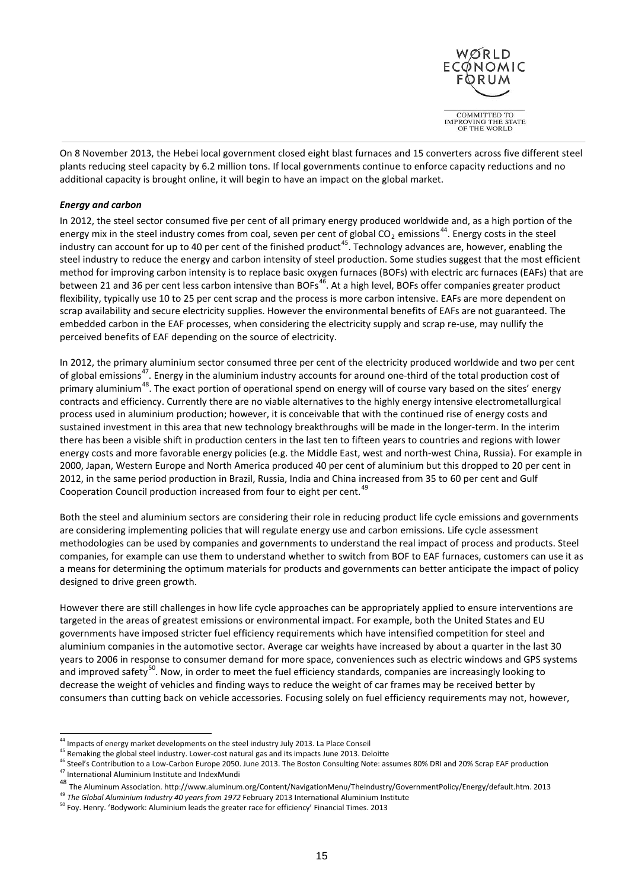On 8 November 2013, the Hebei local government closed eight blast furnaces and 15 converters across five different steel plants reducing steel capacity by 6.2 million tons. If local governments continue to enforce capacity reductions and no additional capacity is brought online, it will begin to have an impact on the global market.

***Energy and carbon***

In 2012, the steel sector consumed five per cent of all primary energy produced worldwide and, as a high portion of the energy mix in the steel industry comes from coal, seven per cent of global $CO_2$ emissions[44]. Energy costs in the steel industry can account for up to 40 per cent of the finished product[45]. Technology advances are, however, enabling the steel industry to reduce the energy and carbon intensity of steel production. Some studies suggest that the most efficient method for improving carbon intensity is to replace basic oxygen furnaces (BOFs) with electric arc furnaces (EAFs) that are between 21 and 36 per cent less carbon intensive than BOFs[46]. At a high level, BOFs offer companies greater product flexibility, typically use 10 to 25 per cent scrap and the process is more carbon intensive. EAFs are more dependent on scrap availability and secure electricity supplies. However the environmental benefits of EAFs are not guaranteed. The embedded carbon in the EAF processes, when considering the electricity supply and scrap re-use, may nullify the perceived benefits of EAF depending on the source of electricity.

In 2012, the primary aluminium sector consumed three per cent of the electricity produced worldwide and two per cent of global emissions[47]. Energy in the aluminium industry accounts for around one-third of the total production cost of primary aluminium[48]. The exact portion of operational spend on energy will of course vary based on the sites' energy contracts and efficiency. Currently there are no viable alternatives to the highly energy intensive electrometallurgical process used in aluminium production; however, it is conceivable that with the continued rise of energy costs and sustained investment in this area that new technology breakthroughs will be made in the longer-term. In the interim there has been a visible shift in production centers in the last ten to fifteen years to countries and regions with lower energy costs and more favorable energy policies (e.g. the Middle East, west and north-west China, Russia). For example in 2000, Japan, Western Europe and North America produced 40 per cent of aluminium but this dropped to 20 per cent in 2012, in the same period production in Brazil, Russia, India and China increased from 35 to 60 per cent and Gulf Cooperation Council production increased from four to eight per cent.[49]

Both the steel and aluminium sectors are considering their role in reducing product life cycle emissions and governments are considering implementing policies that will regulate energy use and carbon emissions. Life cycle assessment methodologies can be used by companies and governments to understand the real impact of process and products. Steel companies, for example can use them to understand whether to switch from BOF to EAF furnaces, customers can use it as a means for determining the optimum materials for products and governments can better anticipate the impact of policy designed to drive green growth.

However there are still challenges in how life cycle approaches can be appropriately applied to ensure interventions are targeted in the areas of greatest emissions or environmental impact. For example, both the United States and EU governments have imposed stricter fuel efficiency requirements which have intensified competition for steel and aluminium companies in the automotive sector. Average car weights have increased by about a quarter in the last 30 years to 2006 in response to consumer demand for more space, conveniences such as electric windows and GPS systems and improved safety[50]. Now, in order to meet the fuel efficiency standards, companies are increasingly looking to decrease the weight of vehicles and finding ways to reduce the weight of car frames may be received better by consumers than cutting back on vehicle accessories. Focusing solely on fuel efficiency requirements may not, however,

[44] Impacts of energy market developments on the steel industry July 2013. La Place Conseil
[45] Remaking the global steel industry. Lower-cost natural gas and its impacts June 2013. Deloitte
[46] Steel's Contribution to a Low-Carbon Europe 2050. June 2013. The Boston Consulting Note: assumes 80% DRI and 20% Scrap EAF production
[47] International Aluminium Institute and IndexMundi
[48] The Aluminum Association. http://www.aluminum.org/Content/NavigationMenu/TheIndustry/GovernmentPolicy/Energy/default.htm. 2013
[49] *The Global Aluminium Industry 40 years from 1972* February 2013 International Aluminium Institute
[50] Foy. Henry. 'Bodywork: Aluminium leads the greater race for efficiency' Financial Times. 2013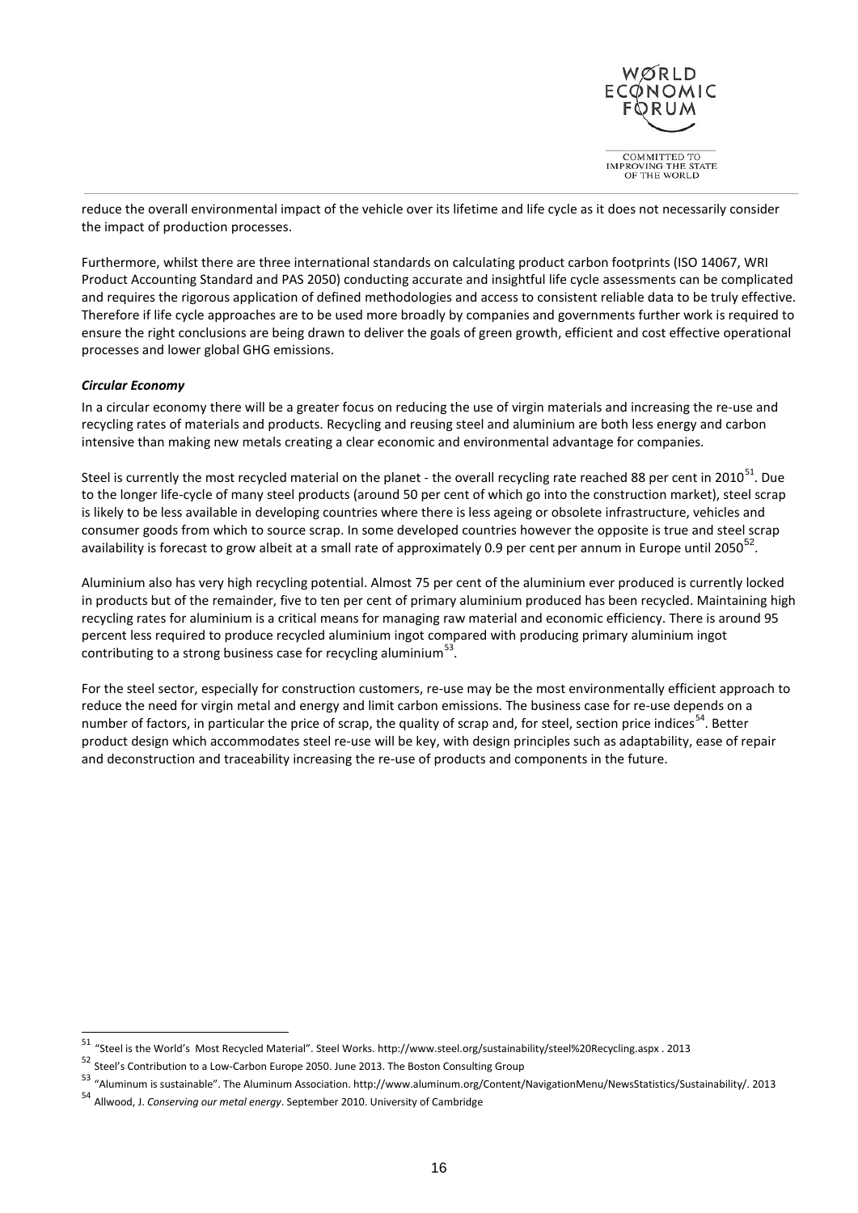reduce the overall environmental impact of the vehicle over its lifetime and life cycle as it does not necessarily consider the impact of production processes.

Furthermore, whilst there are three international standards on calculating product carbon footprints (ISO 14067, WRI Product Accounting Standard and PAS 2050) conducting accurate and insightful life cycle assessments can be complicated and requires the rigorous application of defined methodologies and access to consistent reliable data to be truly effective. Therefore if life cycle approaches are to be used more broadly by companies and governments further work is required to ensure the right conclusions are being drawn to deliver the goals of green growth, efficient and cost effective operational processes and lower global GHG emissions.

***Circular Economy***

In a circular economy there will be a greater focus on reducing the use of virgin materials and increasing the re-use and recycling rates of materials and products. Recycling and reusing steel and aluminium are both less energy and carbon intensive than making new metals creating a clear economic and environmental advantage for companies.

Steel is currently the most recycled material on the planet - the overall recycling rate reached 88 per cent in 2010[51]. Due to the longer life-cycle of many steel products (around 50 per cent of which go into the construction market), steel scrap is likely to be less available in developing countries where there is less ageing or obsolete infrastructure, vehicles and consumer goods from which to source scrap. In some developed countries however the opposite is true and steel scrap availability is forecast to grow albeit at a small rate of approximately 0.9 per cent per annum in Europe until 2050[52].

Aluminium also has very high recycling potential. Almost 75 per cent of the aluminium ever produced is currently locked in products but of the remainder, five to ten per cent of primary aluminium produced has been recycled. Maintaining high recycling rates for aluminium is a critical means for managing raw material and economic efficiency. There is around 95 percent less required to produce recycled aluminium ingot compared with producing primary aluminium ingot contributing to a strong business case for recycling aluminium[53].

For the steel sector, especially for construction customers, re-use may be the most environmentally efficient approach to reduce the need for virgin metal and energy and limit carbon emissions. The business case for re-use depends on a number of factors, in particular the price of scrap, the quality of scrap and, for steel, section price indices[54]. Better product design which accommodates steel re-use will be key, with design principles such as adaptability, ease of repair and deconstruction and traceability increasing the re-use of products and components in the future.

---

[51] "Steel is the World's Most Recycled Material". Steel Works. http://www.steel.org/sustainability/steel%20Recycling.aspx . 2013

[52] Steel's Contribution to a Low-Carbon Europe 2050. June 2013. The Boston Consulting Group

[53] "Aluminum is sustainable". The Aluminum Association. http://www.aluminum.org/Content/NavigationMenu/NewsStatistics/Sustainability/. 2013

[54] Allwood, J. *Conserving our metal energy*. September 2010. University of Cambridge